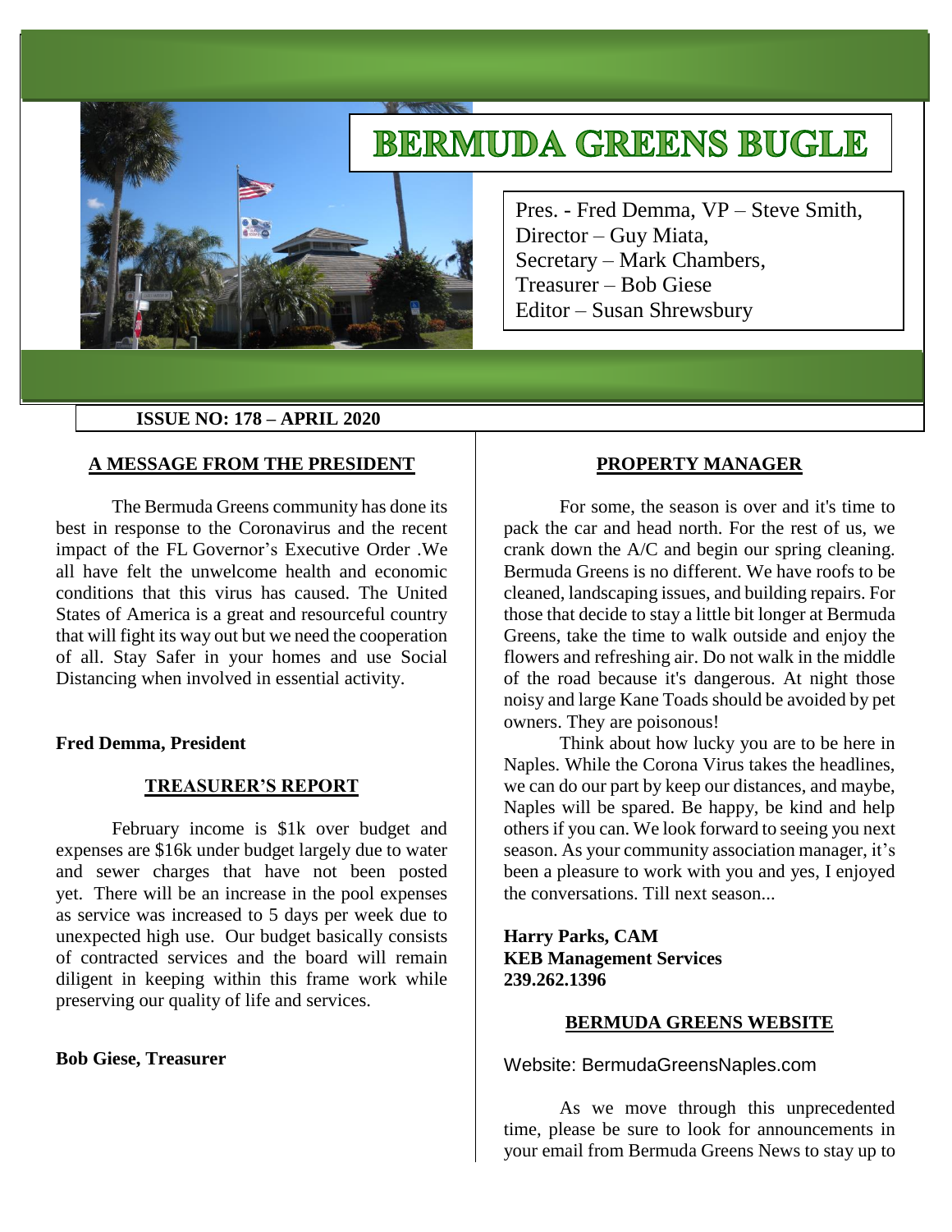# BERMUDA GREENS BUGLE

Pres. - Fred Demma, VP – Steve Smith,
Director – Guy Miata,
Secretary – Mark Chambers,
Treasurer – Bob Giese
Editor – Susan Shrewsbury

**ISSUE NO: 178 – APRIL 2020**

## A MESSAGE FROM THE PRESIDENT

The Bermuda Greens community has done its best in response to the Coronavirus and the recent impact of the FL Governor's Executive Order .We all have felt the unwelcome health and economic conditions that this virus has caused. The United States of America is a great and resourceful country that will fight its way out but we need the cooperation of all. Stay Safer in your homes and use Social Distancing when involved in essential activity.

**Fred Demma, President**

## TREASURER'S REPORT

February income is $1k over budget and expenses are $16k under budget largely due to water and sewer charges that have not been posted yet. There will be an increase in the pool expenses as service was increased to 5 days per week due to unexpected high use. Our budget basically consists of contracted services and the board will remain diligent in keeping within this frame work while preserving our quality of life and services.

**Bob Giese, Treasurer**

## PROPERTY MANAGER

For some, the season is over and it's time to pack the car and head north. For the rest of us, we crank down the A/C and begin our spring cleaning. Bermuda Greens is no different. We have roofs to be cleaned, landscaping issues, and building repairs. For those that decide to stay a little bit longer at Bermuda Greens, take the time to walk outside and enjoy the flowers and refreshing air. Do not walk in the middle of the road because it's dangerous. At night those noisy and large Kane Toads should be avoided by pet owners. They are poisonous!

Think about how lucky you are to be here in Naples. While the Corona Virus takes the headlines, we can do our part by keep our distances, and maybe, Naples will be spared. Be happy, be kind and help others if you can. We look forward to seeing you next season. As your community association manager, it's been a pleasure to work with you and yes, I enjoyed the conversations. Till next season...

**Harry Parks, CAM**
**KEB Management Services**
**239.262.1396**

## BERMUDA GREENS WEBSITE

Website: BermudaGreensNaples.com

As we move through this unprecedented time, please be sure to look for announcements in your email from Bermuda Greens News to stay up to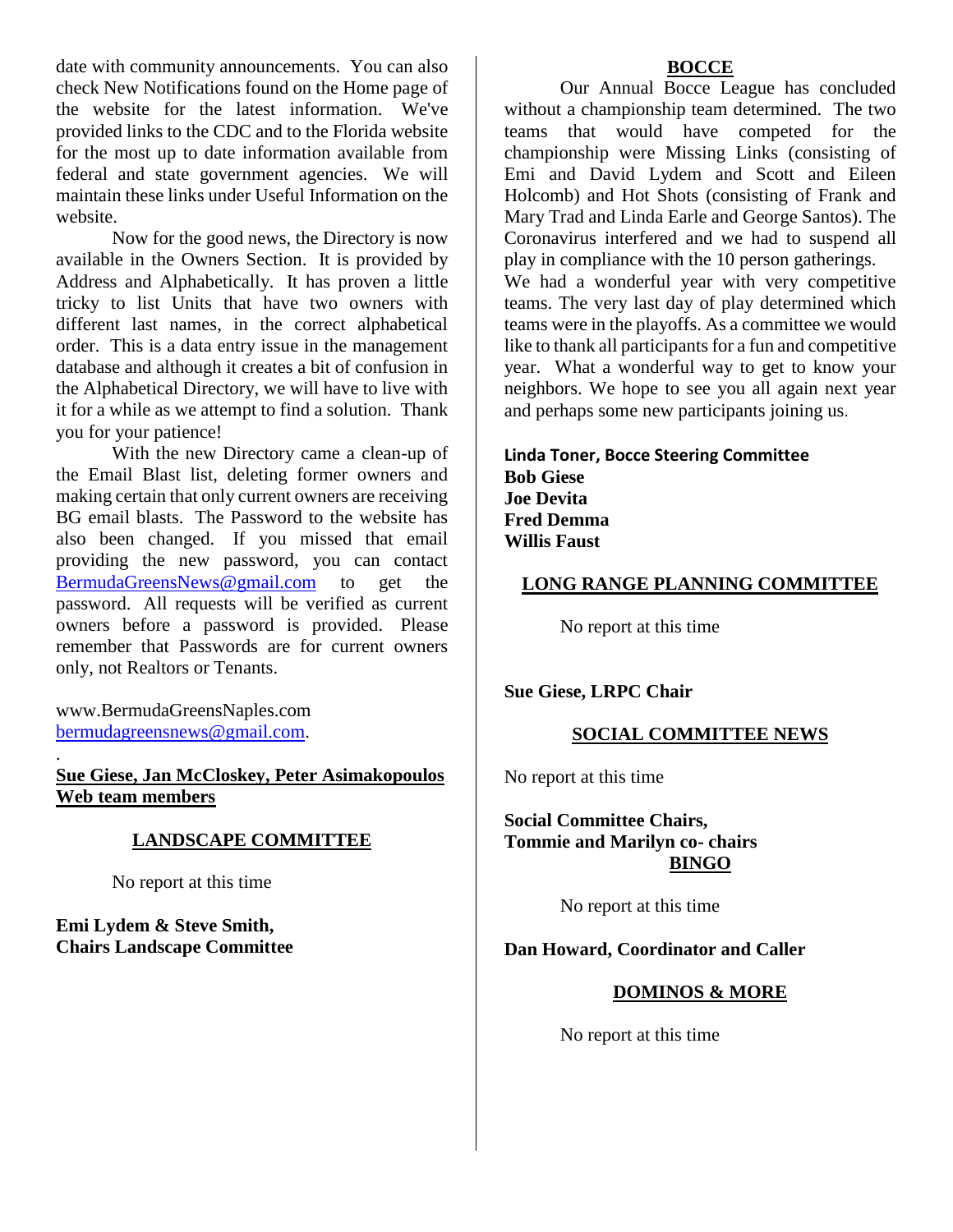date with community announcements. You can also check New Notifications found on the Home page of the website for the latest information. We've provided links to the CDC and to the Florida website for the most up to date information available from federal and state government agencies. We will maintain these links under Useful Information on the website.

Now for the good news, the Directory is now available in the Owners Section. It is provided by Address and Alphabetically. It has proven a little tricky to list Units that have two owners with different last names, in the correct alphabetical order. This is a data entry issue in the management database and although it creates a bit of confusion in the Alphabetical Directory, we will have to live with it for a while as we attempt to find a solution. Thank you for your patience!

With the new Directory came a clean-up of the Email Blast list, deleting former owners and making certain that only current owners are receiving BG email blasts. The Password to the website has also been changed. If you missed that email providing the new password, you can contact BermudaGreensNews@gmail.com to get the password. All requests will be verified as current owners before a password is provided. Please remember that Passwords are for current owners only, not Realtors or Tenants.

www.BermudaGreensNaples.com
bermudagreensnews@gmail.com.

.

**Sue Giese, Jan McCloskey, Peter Asimakopoulos**
**Web team members**

## LANDSCAPE COMMITTEE

No report at this time

**Emi Lydem & Steve Smith,**
**Chairs Landscape Committee**

## BOCCE

Our Annual Bocce League has concluded without a championship team determined. The two teams that would have competed for the championship were Missing Links (consisting of Emi and David Lydem and Scott and Eileen Holcomb) and Hot Shots (consisting of Frank and Mary Trad and Linda Earle and George Santos). The Coronavirus interfered and we had to suspend all play in compliance with the 10 person gatherings.
We had a wonderful year with very competitive teams. The very last day of play determined which teams were in the playoffs. As a committee we would like to thank all participants for a fun and competitive year. What a wonderful way to get to know your neighbors. We hope to see you all again next year and perhaps some new participants joining us.

**Linda Toner, Bocce Steering Committee**
**Bob Giese**
**Joe Devita**
**Fred Demma**
**Willis Faust**

## LONG RANGE PLANNING COMMITTEE

No report at this time

**Sue Giese, LRPC Chair**

## SOCIAL COMMITTEE NEWS

No report at this time

**Social Committee Chairs,**
**Tommie and Marilyn co- chairs**

## BINGO

No report at this time

**Dan Howard, Coordinator and Caller**

## DOMINOS & MORE

No report at this time